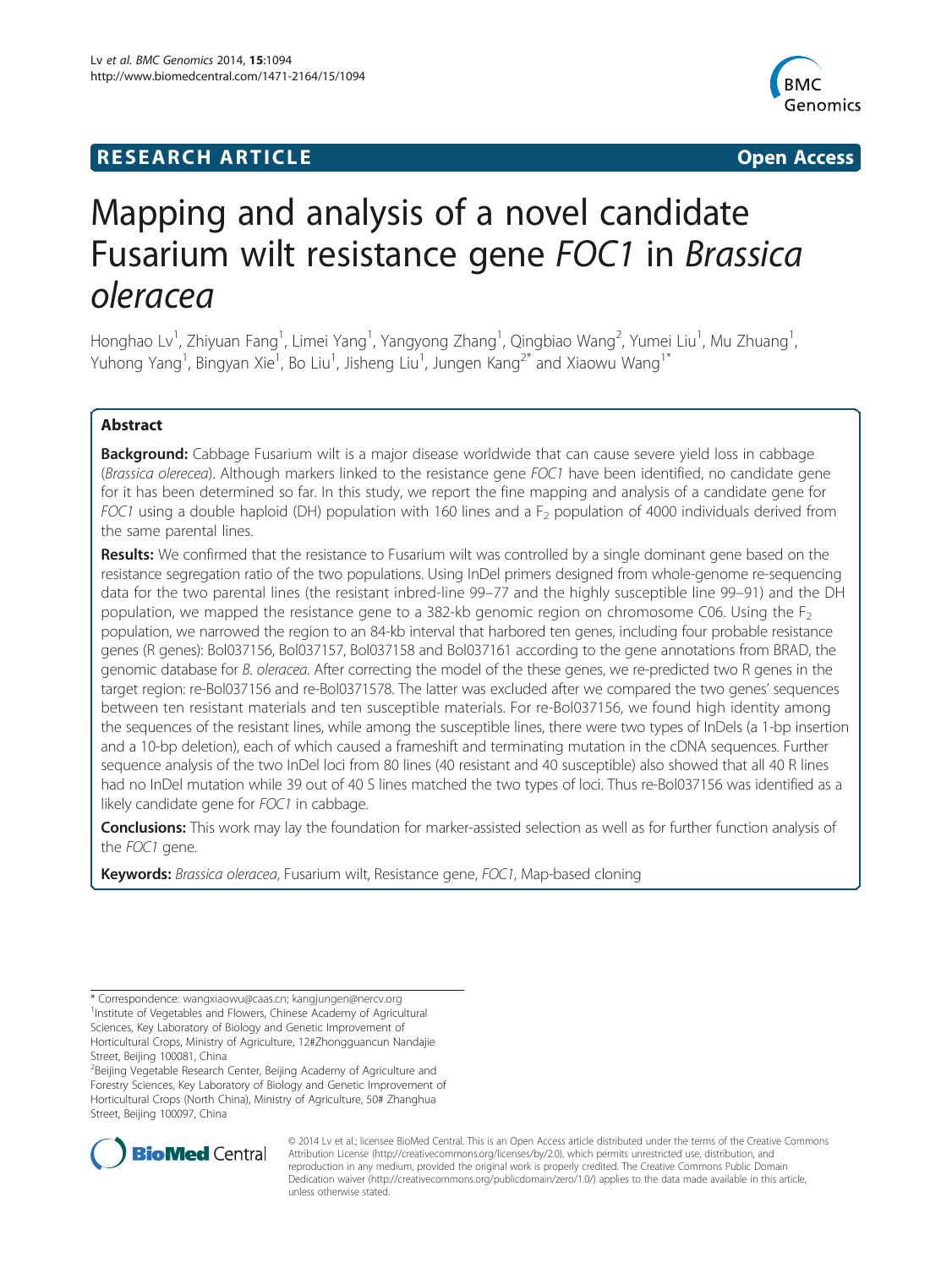**RESEARCH ARTICLE** **Open Access**

# Mapping and analysis of a novel candidate Fusarium wilt resistance gene *FOC1* in *Brassica oleracea*

Honghao Lv[1], Zhiyuan Fang[1], Limei Yang[1], Yangyong Zhang[1], Qingbiao Wang[2], Yumei Liu[1], Mu Zhuang[1], Yuhong Yang[1], Bingyan Xie[1], Bo Liu[1], Jisheng Liu[1], Jungen Kang[2*] and Xiaowu Wang[1*]

## Abstract

**Background:** Cabbage Fusarium wilt is a major disease worldwide that can cause severe yield loss in cabbage (*Brassica olerecea*). Although markers linked to the resistance gene *FOC1* have been identified, no candidate gene for it has been determined so far. In this study, we report the fine mapping and analysis of a candidate gene for *FOC1* using a double haploid (DH) population with 160 lines and a $F_2$ population of 4000 individuals derived from the same parental lines.

**Results:** We confirmed that the resistance to Fusarium wilt was controlled by a single dominant gene based on the resistance segregation ratio of the two populations. Using InDel primers designed from whole-genome re-sequencing data for the two parental lines (the resistant inbred-line 99–77 and the highly susceptible line 99–91) and the DH population, we mapped the resistance gene to a 382-kb genomic region on chromosome C06. Using the $F_2$ population, we narrowed the region to an 84-kb interval that harbored ten genes, including four probable resistance genes (R genes): Bol037156, Bol037157, Bol037158 and Bol037161 according to the gene annotations from BRAD, the genomic database for *B. oleracea*. After correcting the model of the these genes, we re-predicted two R genes in the target region: re-Bol037156 and re-Bol0371578. The latter was excluded after we compared the two genes' sequences between ten resistant materials and ten susceptible materials. For re-Bol037156, we found high identity among the sequences of the resistant lines, while among the susceptible lines, there were two types of InDels (a 1-bp insertion and a 10-bp deletion), each of which caused a frameshift and terminating mutation in the cDNA sequences. Further sequence analysis of the two InDel loci from 80 lines (40 resistant and 40 susceptible) also showed that all 40 R lines had no InDel mutation while 39 out of 40 S lines matched the two types of loci. Thus re-Bol037156 was identified as a likely candidate gene for *FOC1* in cabbage.

**Conclusions:** This work may lay the foundation for marker-assisted selection as well as for further function analysis of the *FOC1* gene.

**Keywords:** *Brassica oleracea*, Fusarium wilt, Resistance gene, *FOC1*, Map-based cloning

---

\* Correspondence: wangxiaowu@caas.cn; kangjungen@nercv.org

[1]Institute of Vegetables and Flowers, Chinese Academy of Agricultural Sciences, Key Laboratory of Biology and Genetic Improvement of Horticultural Crops, Ministry of Agriculture, 12#Zhongguancun Nandajie Street, Beijing 100081, China

[2]Beijing Vegetable Research Center, Beijing Academy of Agriculture and Forestry Sciences, Key Laboratory of Biology and Genetic Improvement of Horticultural Crops (North China), Ministry of Agriculture, 50# Zhanghua Street, Beijing 100097, China

© 2014 Lv et al.; licensee BioMed Central. This is an Open Access article distributed under the terms of the Creative Commons Attribution License (http://creativecommons.org/licenses/by/2.0), which permits unrestricted use, distribution, and reproduction in any medium, provided the original work is properly credited. The Creative Commons Public Domain Dedication waiver (http://creativecommons.org/publicdomain/zero/1.0/) applies to the data made available in this article, unless otherwise stated.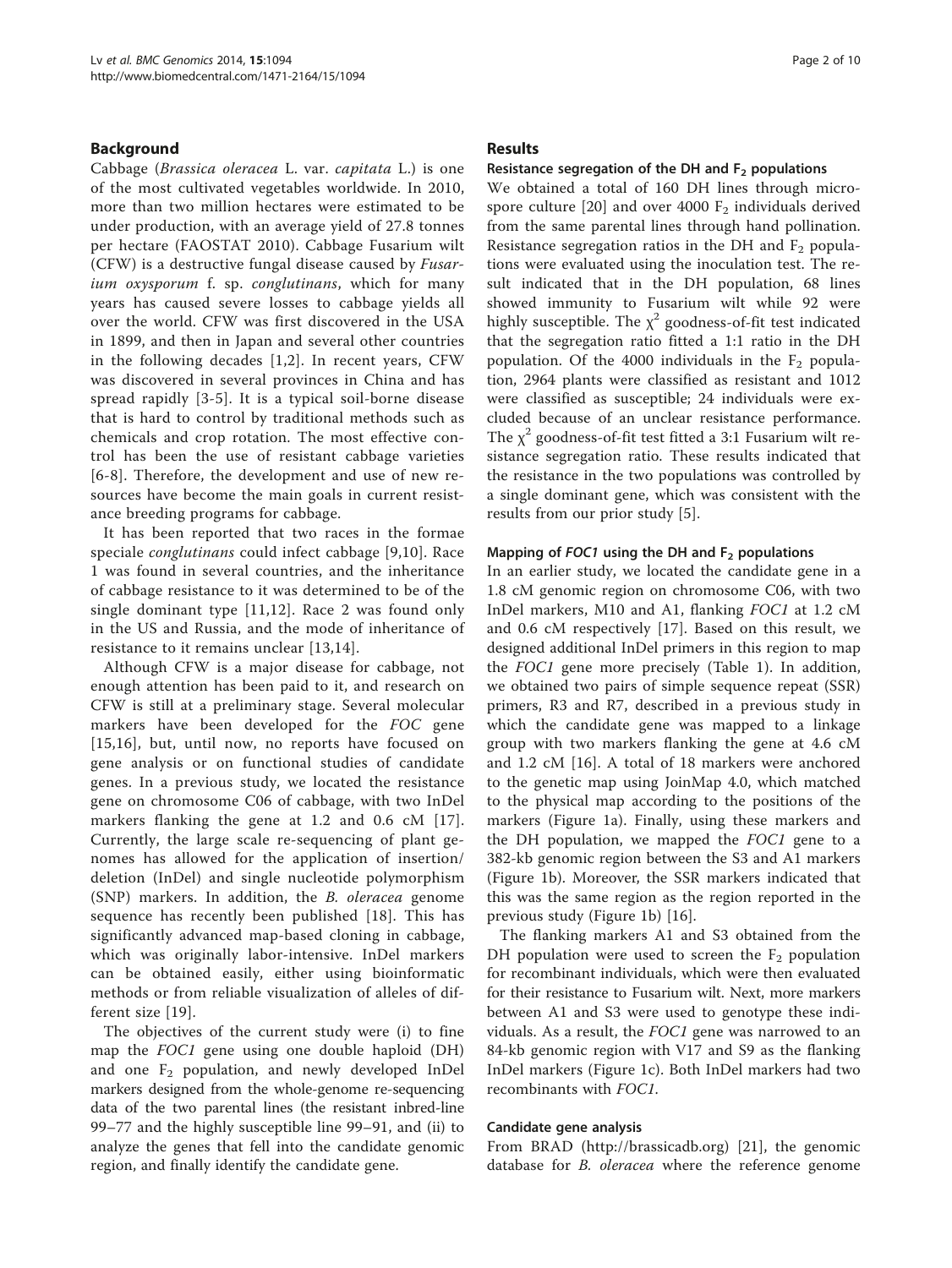## Background

Cabbage (*Brassica oleracea* L. var. *capitata* L.) is one of the most cultivated vegetables worldwide. In 2010, more than two million hectares were estimated to be under production, with an average yield of 27.8 tonnes per hectare (FAOSTAT 2010). Cabbage Fusarium wilt (CFW) is a destructive fungal disease caused by *Fusarium oxysporum* f. sp. *conglutinans*, which for many years has caused severe losses to cabbage yields all over the world. CFW was first discovered in the USA in 1899, and then in Japan and several other countries in the following decades [1,2]. In recent years, CFW was discovered in several provinces in China and has spread rapidly [3-5]. It is a typical soil-borne disease that is hard to control by traditional methods such as chemicals and crop rotation. The most effective control has been the use of resistant cabbage varieties [6-8]. Therefore, the development and use of new resources have become the main goals in current resistance breeding programs for cabbage.

It has been reported that two races in the formae speciale *conglutinans* could infect cabbage [9,10]. Race 1 was found in several countries, and the inheritance of cabbage resistance to it was determined to be of the single dominant type [11,12]. Race 2 was found only in the US and Russia, and the mode of inheritance of resistance to it remains unclear [13,14].

Although CFW is a major disease for cabbage, not enough attention has been paid to it, and research on CFW is still at a preliminary stage. Several molecular markers have been developed for the *FOC* gene [15,16], but, until now, no reports have focused on gene analysis or on functional studies of candidate genes. In a previous study, we located the resistance gene on chromosome C06 of cabbage, with two InDel markers flanking the gene at 1.2 and 0.6 cM [17]. Currently, the large scale re-sequencing of plant genomes has allowed for the application of insertion/deletion (InDel) and single nucleotide polymorphism (SNP) markers. In addition, the *B. oleracea* genome sequence has recently been published [18]. This has significantly advanced map-based cloning in cabbage, which was originally labor-intensive. InDel markers can be obtained easily, either using bioinformatic methods or from reliable visualization of alleles of different size [19].

The objectives of the current study were (i) to fine map the *FOC1* gene using one double haploid (DH) and one $F_2$ population, and newly developed InDel markers designed from the whole-genome re-sequencing data of the two parental lines (the resistant inbred-line 99–77 and the highly susceptible line 99–91, and (ii) to analyze the genes that fell into the candidate genomic region, and finally identify the candidate gene.

## Results

### Resistance segregation of the DH and $F_2$ populations

We obtained a total of 160 DH lines through microspore culture [20] and over 4000 $F_2$ individuals derived from the same parental lines through hand pollination. Resistance segregation ratios in the DH and $F_2$ populations were evaluated using the inoculation test. The result indicated that in the DH population, 68 lines showed immunity to Fusarium wilt while 92 were highly susceptible. The $\chi^2$ goodness-of-fit test indicated that the segregation ratio fitted a 1:1 ratio in the DH population. Of the 4000 individuals in the $F_2$ population, 2964 plants were classified as resistant and 1012 were classified as susceptible; 24 individuals were excluded because of an unclear resistance performance. The $\chi^2$ goodness-of-fit test fitted a 3:1 Fusarium wilt resistance segregation ratio. These results indicated that the resistance in the two populations was controlled by a single dominant gene, which was consistent with the results from our prior study [5].

### Mapping of *FOC1* using the DH and $F_2$ populations

In an earlier study, we located the candidate gene in a 1.8 cM genomic region on chromosome C06, with two InDel markers, M10 and A1, flanking *FOC1* at 1.2 cM and 0.6 cM respectively [17]. Based on this result, we designed additional InDel primers in this region to map the *FOC1* gene more precisely (Table 1). In addition, we obtained two pairs of simple sequence repeat (SSR) primers, R3 and R7, described in a previous study in which the candidate gene was mapped to a linkage group with two markers flanking the gene at 4.6 cM and 1.2 cM [16]. A total of 18 markers were anchored to the genetic map using JoinMap 4.0, which matched to the physical map according to the positions of the markers (Figure 1a). Finally, using these markers and the DH population, we mapped the *FOC1* gene to a 382-kb genomic region between the S3 and A1 markers (Figure 1b). Moreover, the SSR markers indicated that this was the same region as the region reported in the previous study (Figure 1b) [16].

The flanking markers A1 and S3 obtained from the DH population were used to screen the $F_2$ population for recombinant individuals, which were then evaluated for their resistance to Fusarium wilt. Next, more markers between A1 and S3 were used to genotype these individuals. As a result, the *FOC1* gene was narrowed to an 84-kb genomic region with V17 and S9 as the flanking InDel markers (Figure 1c). Both InDel markers had two recombinants with *FOC1*.

### Candidate gene analysis

From BRAD (http://brassicadb.org) [21], the genomic database for *B. oleracea* where the reference genome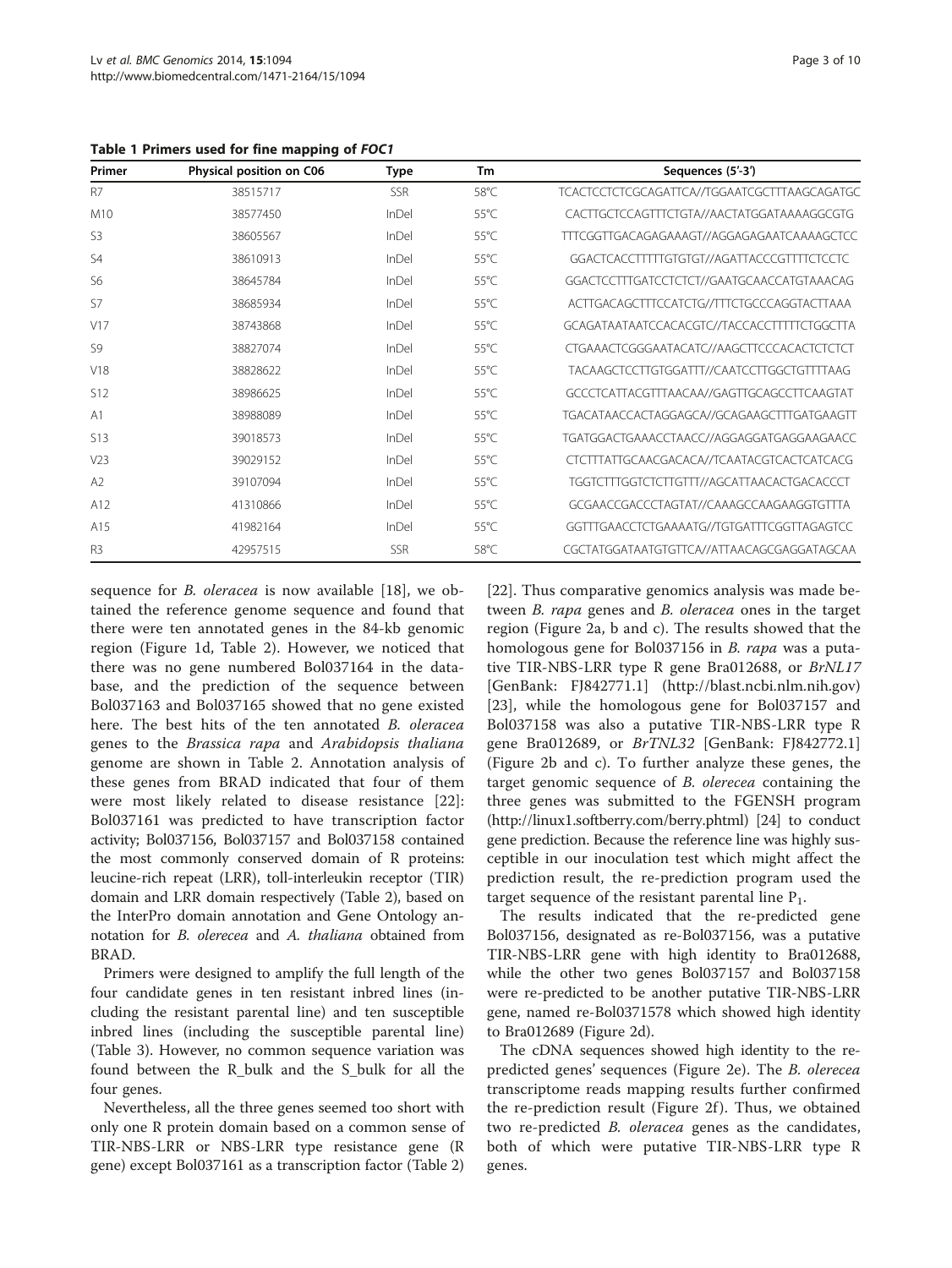**Table 1 Primers used for fine mapping of *FOC1***

| Primer | Physical position on C06 | Type | Tm | Sequences (5'-3') |
|---|---|---|---|---|
| R7 | 38515717 | SSR | 58°C | TCACTCCTCTCGCAGATTCA//TGGAATCGCTTTAAGCAGATGC |
| M10 | 38577450 | InDel | 55°C | CACTTGCTCCAGTTTCTGTA//AACTATGGATAAAAGGCGTG |
| S3 | 38605567 | InDel | 55°C | TTTCGGTTGACAGAGAAAGT//AGGAGAGAATCAAAAGCTCC |
| S4 | 38610913 | InDel | 55°C | GGACTCACCTTTTTGTGTGT//AGATTACCCGTTTTCTCCTC |
| S6 | 38645784 | InDel | 55°C | GGACTCCTTTGATCCTCTCT//GAATGCAACCATGTAAACAG |
| S7 | 38685934 | InDel | 55°C | ACTTGACAGCTTTCCATCTG//TTTCTGCCCAGGTACTTAAA |
| V17 | 38743868 | InDel | 55°C | GCAGATAATAATCCACACGTC//TACCACCTTTTTCTGGCTTA |
| S9 | 38827074 | InDel | 55°C | CTGAAACTCGGGAATACATC//AAGCTTCCCACACTCTCTCT |
| V18 | 38828622 | InDel | 55°C | TACAAGCTCCTTGTGGATTT//CAATCCTTGGCTGTTTTAAG |
| S12 | 38986625 | InDel | 55°C | GCCCTCATTACGTTTAACAA//GAGTTGCAGCCTTCAAGTAT |
| A1 | 38988089 | InDel | 55°C | TGACATAACCACTAGGAGCA//GCAGAAGCTTTGATGAAGTT |
| S13 | 39018573 | InDel | 55°C | TGATGGACTGAAACCTAACC//AGGAGGATGAGGAAGAACC |
| V23 | 39029152 | InDel | 55°C | CTCTTTATTGCAACGACACA//TCAATACGTCACTCATCACG |
| A2 | 39107094 | InDel | 55°C | TGGTCTTTGGTCTCTTGTTT//AGCATTAACACTGACACCCT |
| A12 | 41310866 | InDel | 55°C | GCGAACCGACCCTAGTAT//CAAAGCCAAGAAGGTGTTTA |
| A15 | 41982164 | InDel | 55°C | GGTTTGAACCTCTGAAAATG//TGTGATTTCGGTTAGAGTCC |
| R3 | 42957515 | SSR | 58°C | CGCTATGGATAATGTGTTCA//ATTAACAGCGAGGATAGCAA |

sequence for *B. oleracea* is now available [18], we obtained the reference genome sequence and found that there were ten annotated genes in the 84-kb genomic region (Figure 1d, Table 2). However, we noticed that there was no gene numbered Bol037164 in the database, and the prediction of the sequence between Bol037163 and Bol037165 showed that no gene existed here. The best hits of the ten annotated *B. oleracea* genes to the *Brassica rapa* and *Arabidopsis thaliana* genome are shown in Table 2. Annotation analysis of these genes from BRAD indicated that four of them were most likely related to disease resistance [22]: Bol037161 was predicted to have transcription factor activity; Bol037156, Bol037157 and Bol037158 contained the most commonly conserved domain of R proteins: leucine-rich repeat (LRR), toll-interleukin receptor (TIR) domain and LRR domain respectively (Table 2), based on the InterPro domain annotation and Gene Ontology annotation for *B. olerecea* and *A. thaliana* obtained from BRAD.

Primers were designed to amplify the full length of the four candidate genes in ten resistant inbred lines (including the resistant parental line) and ten susceptible inbred lines (including the susceptible parental line) (Table 3). However, no common sequence variation was found between the R_bulk and the S_bulk for all the four genes.

Nevertheless, all the three genes seemed too short with only one R protein domain based on a common sense of TIR-NBS-LRR or NBS-LRR type resistance gene (R gene) except Bol037161 as a transcription factor (Table 2) [22]. Thus comparative genomics analysis was made between *B. rapa* genes and *B. oleracea* ones in the target region (Figure 2a, b and c). The results showed that the homologous gene for Bol037156 in *B. rapa* was a putative TIR-NBS-LRR type R gene Bra012688, or *BrNL17* [GenBank: FJ842771.1] (http://blast.ncbi.nlm.nih.gov) [23], while the homologous gene for Bol037157 and Bol037158 was also a putative TIR-NBS-LRR type R gene Bra012689, or *BrTNL32* [GenBank: FJ842772.1] (Figure 2b and c). To further analyze these genes, the target genomic sequence of *B. olerecea* containing the three genes was submitted to the FGENSH program (http://linux1.softberry.com/berry.phtml) [24] to conduct gene prediction. Because the reference line was highly susceptible in our inoculation test which might affect the prediction result, the re-prediction program used the target sequence of the resistant parental line $P_1$.

The results indicated that the re-predicted gene Bol037156, designated as re-Bol037156, was a putative TIR-NBS-LRR gene with high identity to Bra012688, while the other two genes Bol037157 and Bol037158 were re-predicted to be another putative TIR-NBS-LRR gene, named re-Bol0371578 which showed high identity to Bra012689 (Figure 2d).

The cDNA sequences showed high identity to the re-predicted genes' sequences (Figure 2e). The *B. olerecea* transcriptome reads mapping results further confirmed the re-prediction result (Figure 2f). Thus, we obtained two re-predicted *B. oleracea* genes as the candidates, both of which were putative TIR-NBS-LRR type R genes.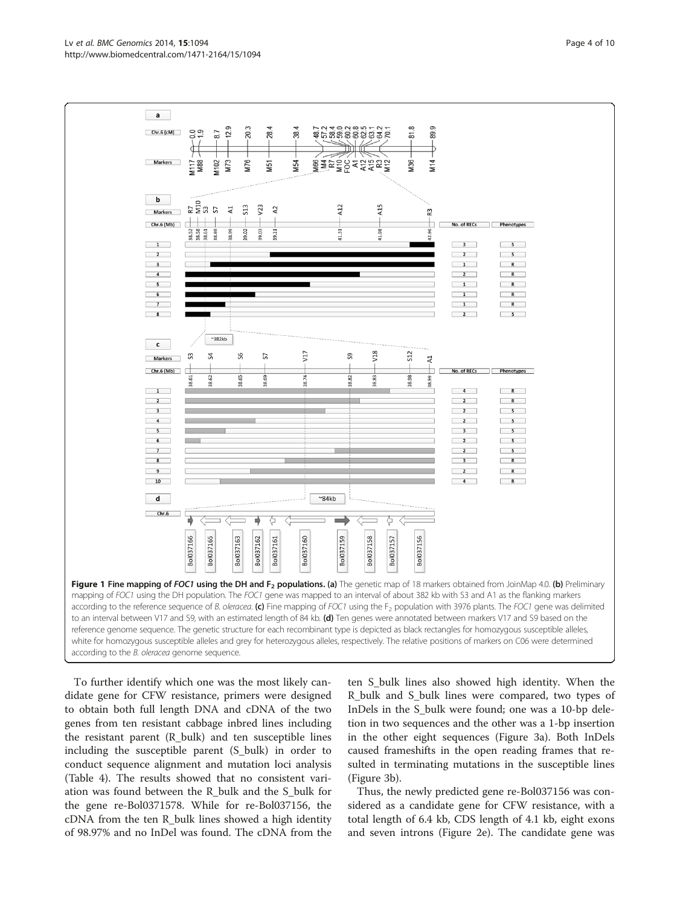**Figure 1 Fine mapping of *FOC1* using the DH and $F_2$ populations. (a)** The genetic map of 18 markers obtained from JoinMap 4.0. **(b)** Preliminary mapping of *FOC1* using the DH population. The *FOC1* gene was mapped to an interval of about 382 kb with S3 and A1 as the flanking markers according to the reference sequence of *B. oleracea*. **(c)** Fine mapping of *FOC1* using the $F_2$ population with 3976 plants. The *FOC1* gene was delimited to an interval between V17 and S9, with an estimated length of 84 kb. **(d)** Ten genes were annotated between markers V17 and S9 based on the reference genome sequence. The genetic structure for each recombinant type is depicted as black rectangles for homozygous susceptible alleles, white for homozygous susceptible alleles and grey for heterozygous alleles, respectively. The relative positions of markers on C06 were determined according to the *B. oleracea* genome sequence.

To further identify which one was the most likely candidate gene for CFW resistance, primers were designed to obtain both full length DNA and cDNA of the two genes from ten resistant cabbage inbred lines including the resistant parent (R_bulk) and ten susceptible lines including the susceptible parent (S_bulk) in order to conduct sequence alignment and mutation loci analysis (Table 4). The results showed that no consistent variation was found between the R_bulk and the S_bulk for the gene re-Bol0371578. While for re-Bol037156, the cDNA from the ten R_bulk lines showed a high identity of 98.97% and no InDel was found. The cDNA from the ten S_bulk lines also showed high identity. When the R_bulk and S_bulk lines were compared, two types of InDels in the S_bulk were found; one was a 10-bp deletion in two sequences and the other was a 1-bp insertion in the other eight sequences (Figure 3a). Both InDels caused frameshifts in the open reading frames that resulted in terminating mutations in the susceptible lines (Figure 3b).

Thus, the newly predicted gene re-Bol037156 was considered as a candidate gene for CFW resistance, with a total length of 6.4 kb, CDS length of 4.1 kb, eight exons and seven introns (Figure 2e). The candidate gene was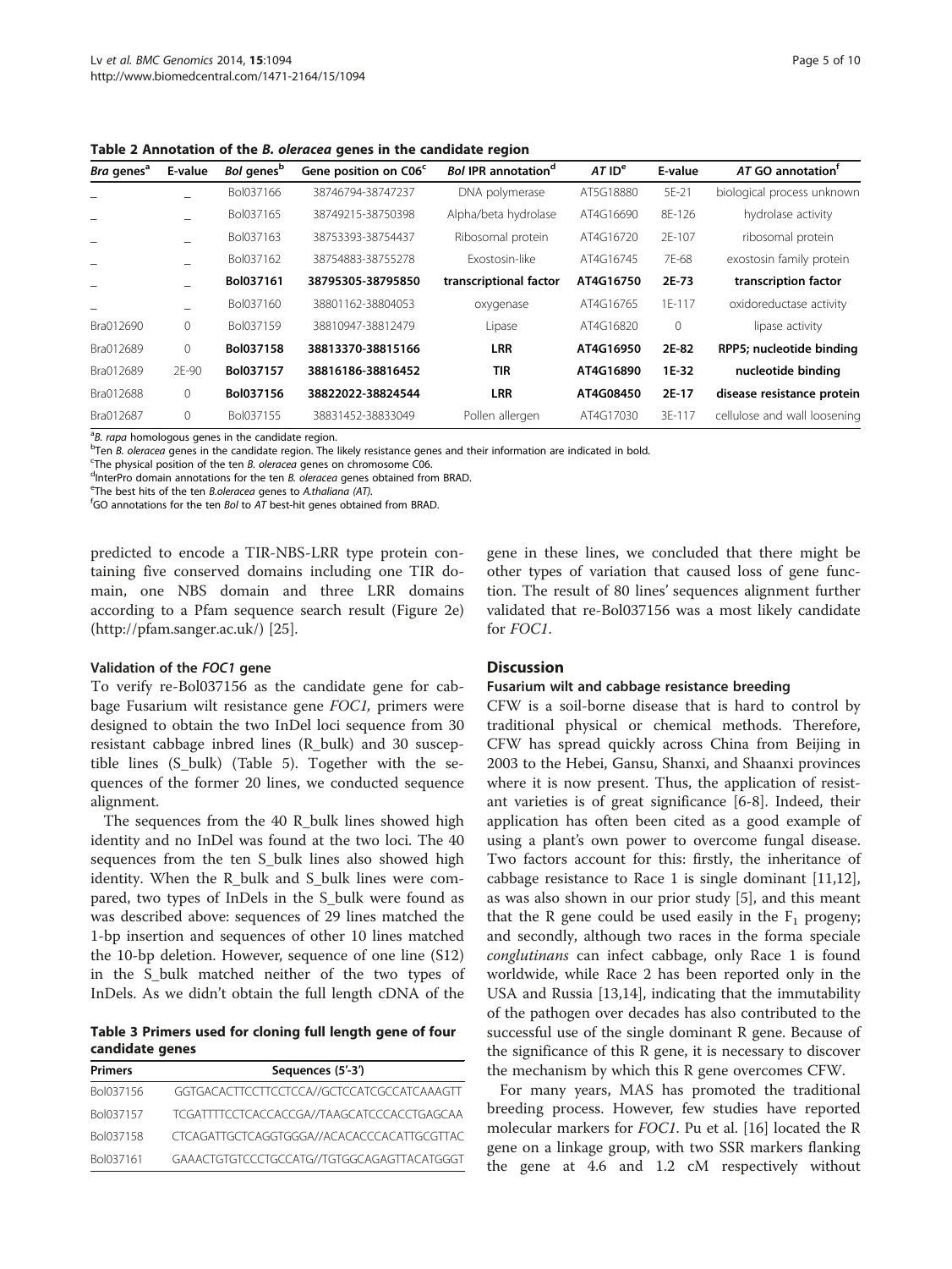**Table 2 Annotation of the *B. oleracea* genes in the candidate region**

| *Bra* genes[a] | E-value | *Bol* genes[b] | Gene position on C06[c] | *Bol* IPR annotation[d] | *AT* ID[e] | E-value | *AT* GO annotation[f] |
|---|---|---|---|---|---|---|---|
| _ | _ | Bol037166 | 38746794-38747237 | DNA polymerase | AT5G18880 | 5E-21 | biological process unknown |
| _ | _ | Bol037165 | 38749215-38750398 | Alpha/beta hydrolase | AT4G16690 | 8E-126 | hydrolase activity |
| _ | _ | Bol037163 | 38753393-38754437 | Ribosomal protein | AT4G16720 | 2E-107 | ribosomal protein |
| _ | _ | Bol037162 | 38754883-38755278 | Exostosin-like | AT4G16745 | 7E-68 | exostosin family protein |
| _ | _ | **Bol037161** | **38795305-38795850** | **transcriptional factor** | **AT4G16750** | **2E-73** | **transcription factor** |
| _ | _ | Bol037160 | 38801162-38804053 | oxygenase | AT4G16765 | 1E-117 | oxidoreductase activity |
| Bra012690 | 0 | Bol037159 | 38810947-38812479 | Lipase | AT4G16820 | 0 | lipase activity |
| Bra012689 | 0 | **Bol037158** | **38813370-38815166** | **LRR** | **AT4G16950** | **2E-82** | **RPP5; nucleotide binding** |
| Bra012689 | 2E-90 | **Bol037157** | **38816186-38816452** | **TIR** | **AT4G16890** | **1E-32** | **nucleotide binding** |
| Bra012688 | 0 | **Bol037156** | **38822022-38824544** | **LRR** | **AT4G08450** | **2E-17** | **disease resistance protein** |
| Bra012687 | 0 | Bol037155 | 38831452-38833049 | Pollen allergen | AT4G17030 | 3E-117 | cellulose and wall loosening |

[a]*B. rapa* homologous genes in the candidate region.
[b]Ten *B. oleracea* genes in the candidate region. The likely resistance genes and their information are indicated in bold.
[c]The physical position of the ten *B. oleracea* genes on chromosome C06.
[d]InterPro domain annotations for the ten *B. oleracea* genes obtained from BRAD.
[e]The best hits of the ten *B.oleracea* genes to *A.thaliana (AT).*
[f]GO annotations for the ten *Bol* to *AT* best-hit genes obtained from BRAD.

predicted to encode a TIR-NBS-LRR type protein containing five conserved domains including one TIR domain, one NBS domain and three LRR domains according to a Pfam sequence search result (Figure 2e) (http://pfam.sanger.ac.uk/) [25].

### Validation of the *FOC1* gene

To verify re-Bol037156 as the candidate gene for cabbage Fusarium wilt resistance gene *FOC1,* primers were designed to obtain the two InDel loci sequence from 30 resistant cabbage inbred lines (R_bulk) and 30 susceptible lines (S_bulk) (Table 5). Together with the sequences of the former 20 lines, we conducted sequence alignment.

The sequences from the 40 R_bulk lines showed high identity and no InDel was found at the two loci. The 40 sequences from the ten S_bulk lines also showed high identity. When the R_bulk and S_bulk lines were compared, two types of InDels in the S_bulk were found as was described above: sequences of 29 lines matched the 1-bp insertion and sequences of other 10 lines matched the 10-bp deletion. However, sequence of one line (S12) in the S_bulk matched neither of the two types of InDels. As we didn't obtain the full length cDNA of the gene in these lines, we concluded that there might be other types of variation that caused loss of gene function. The result of 80 lines' sequences alignment further validated that re-Bol037156 was a most likely candidate for *FOC1*.

**Table 3 Primers used for cloning full length gene of four candidate genes**

| Primers | Sequences (5'-3') |
|---|---|
| Bol037156 | GGTGACACTTCCTTCCTCCA//GCTCCATCGCCATCAAAGTT |
| Bol037157 | TCGATTTTCCTCACCACCGA//TAAGCATCCCACCTGAGCAA |
| Bol037158 | CTCAGATTGCTCAGGTGGGA//ACACACCCACATTGCGTTAC |
| Bol037161 | GAAACTGTGTCCCTGCCATG//TGTGGCAGAGTTACATGGGT |

## Discussion

### Fusarium wilt and cabbage resistance breeding

CFW is a soil-borne disease that is hard to control by traditional physical or chemical methods. Therefore, CFW has spread quickly across China from Beijing in 2003 to the Hebei, Gansu, Shanxi, and Shaanxi provinces where it is now present. Thus, the application of resistant varieties is of great significance [6-8]. Indeed, their application has often been cited as a good example of using a plant's own power to overcome fungal disease. Two factors account for this: firstly, the inheritance of cabbage resistance to Race 1 is single dominant [11,12], as was also shown in our prior study [5], and this meant that the R gene could be used easily in the $F_1$ progeny; and secondly, although two races in the forma speciale *conglutinans* can infect cabbage, only Race 1 is found worldwide, while Race 2 has been reported only in the USA and Russia [13,14], indicating that the immutability of the pathogen over decades has also contributed to the successful use of the single dominant R gene. Because of the significance of this R gene, it is necessary to discover the mechanism by which this R gene overcomes CFW.

For many years, MAS has promoted the traditional breeding process. However, few studies have reported molecular markers for *FOC1*. Pu et al. [16] located the R gene on a linkage group, with two SSR markers flanking the gene at 4.6 and 1.2 cM respectively without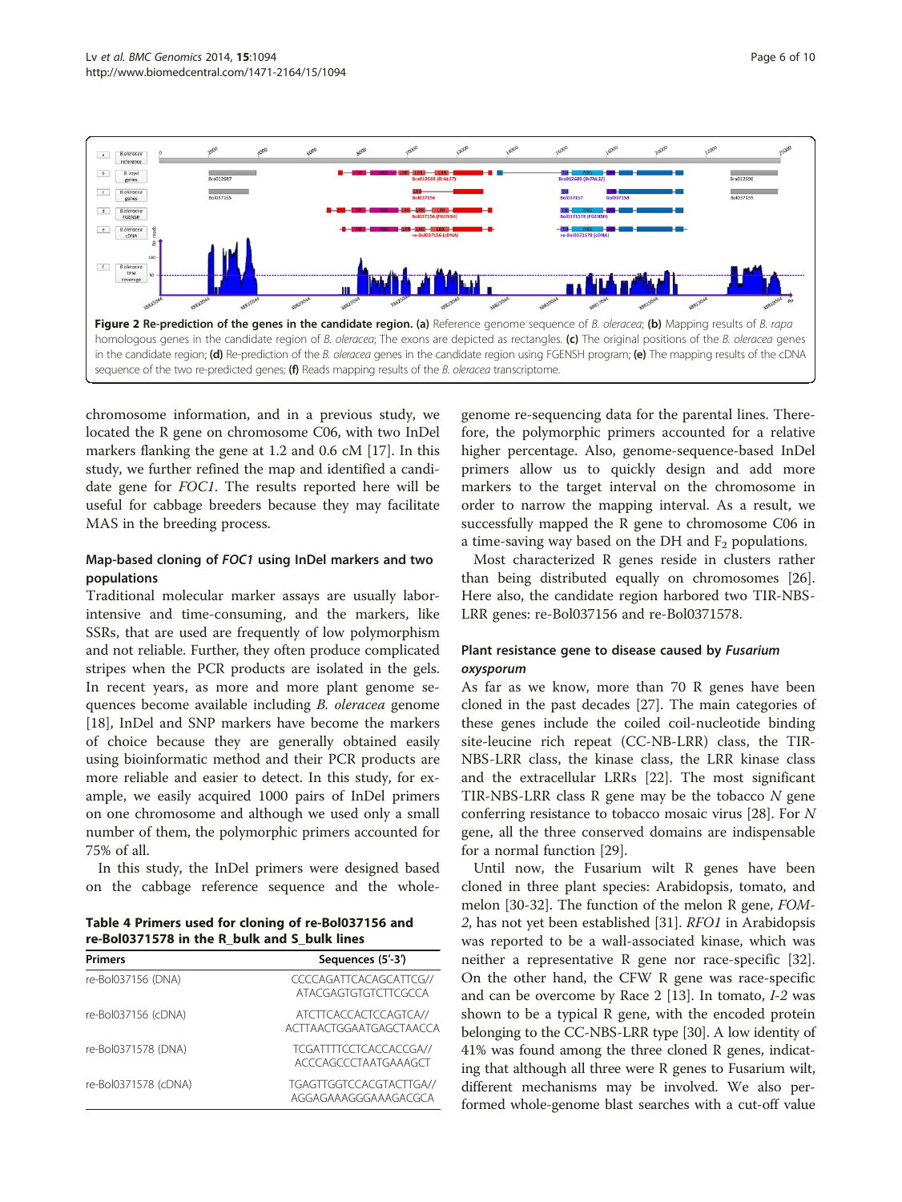**Figure 2 Re-prediction of the genes in the candidate region. (a)** Reference genome sequence of *B. oleracea*; **(b)** Mapping results of *B. rapa* homologous genes in the candidate region of *B. oleracea*; The exons are depicted as rectangles. **(c)** The original positions of the *B. oleracea* genes in the candidate region; **(d)** Re-prediction of the *B. oleracea* genes in the candidate region using FGENSH program; **(e)** The mapping results of the cDNA sequence of the two re-predicted genes; **(f)** Reads mapping results of the *B. oleracea* transcriptome.

chromosome information, and in a previous study, we located the R gene on chromosome C06, with two InDel markers flanking the gene at 1.2 and 0.6 cM [17]. In this study, we further refined the map and identified a candidate gene for *FOC1*. The results reported here will be useful for cabbage breeders because they may facilitate MAS in the breeding process.

### Map-based cloning of *FOC1* using InDel markers and two populations

Traditional molecular marker assays are labor-intensive and time-consuming, and the markers, like SSRs, that are used are frequently of low polymorphism and not reliable. Further, they often produce complicated stripes when the PCR products are isolated in the gels. In recent years, as more and more plant genome sequences become available including *B. oleracea* genome [18], InDel and SNP markers have become the markers of choice because they are generally obtained easily using bioinformatic method and their PCR products are more reliable and easier to detect. In this study, for example, we easily acquired 1000 pairs of InDel primers on one chromosome and although we used only a small number of them, the polymorphic primers accounted for 75% of all.

In this study, the InDel primers were designed based on the cabbage reference sequence and the whole-genome re-sequencing data for the parental lines. Therefore, the polymorphic primers accounted for a relative higher percentage. Also, genome-sequence-based InDel primers allow us to quickly design and add more markers to the target interval on the chromosome in order to narrow the mapping interval. As a result, we successfully mapped the R gene to chromosome C06 in a time-saving way based on the DH and $F_2$ populations.

Most characterized R genes reside in clusters rather than being distributed equally on chromosomes [26]. Here also, the candidate region harbored two TIR-NBS-LRR genes: re-Bol037156 and re-Bol0371578.

**Table 4 Primers used for cloning of re-Bol037156 and re-Bol0371578 in the R_bulk and S_bulk lines**

| Primers | Sequences (5'-3') |
|---|---|
| re-Bol037156 (DNA) | CCCCAGATTCACAGCATTCG// ATACGAGTGTGTCTTCGCCA |
| re-Bol037156 (cDNA) | ATCTTCACCACTCCAGTCA// ACTTAACTGGAATGAGCTAACCA |
| re-Bol0371578 (DNA) | TCGATTTTCCTCACCACCGA// ACCCAGCCCTAATGAAAGCT |
| re-Bol0371578 (cDNA) | TGAGTTGGTCCACGTACTTGA// AGGAGAAAGGGAAAGACGCA |

### Plant resistance gene to disease caused by *Fusarium oxysporum*

As far as we know, more than 70 R genes have been cloned in the past decades [27]. The main categories of these genes include the coiled coil-nucleotide binding site-leucine rich repeat (CC-NB-LRR) class, the TIR-NBS-LRR class, the kinase class, the LRR kinase class and the extracellular LRRs [22]. The most significant TIR-NBS-LRR class R gene may be the tobacco *N* gene conferring resistance to tobacco mosaic virus [28]. For *N* gene, all the three conserved domains are indispensable for a normal function [29].

Until now, the Fusarium wilt R genes have been cloned in three plant species: Arabidopsis, tomato, and melon [30-32]. The function of the melon R gene, *FOM-2*, has not yet been established [31]. *RFO1* in Arabidopsis was reported to be a wall-associated kinase, which was neither a representative R gene nor race-specific [32]. On the other hand, the CFW R gene was race-specific and can be overcome by Race 2 [13]. In tomato, *I-2* was shown to be a typical R gene, with the encoded protein belonging to the CC-NBS-LRR type [30]. A low identity of 41% was found among the three cloned R genes, indicating that although all three were R genes to Fusarium wilt, different mechanisms may be involved. We also performed whole-genome blast searches with a cut-off value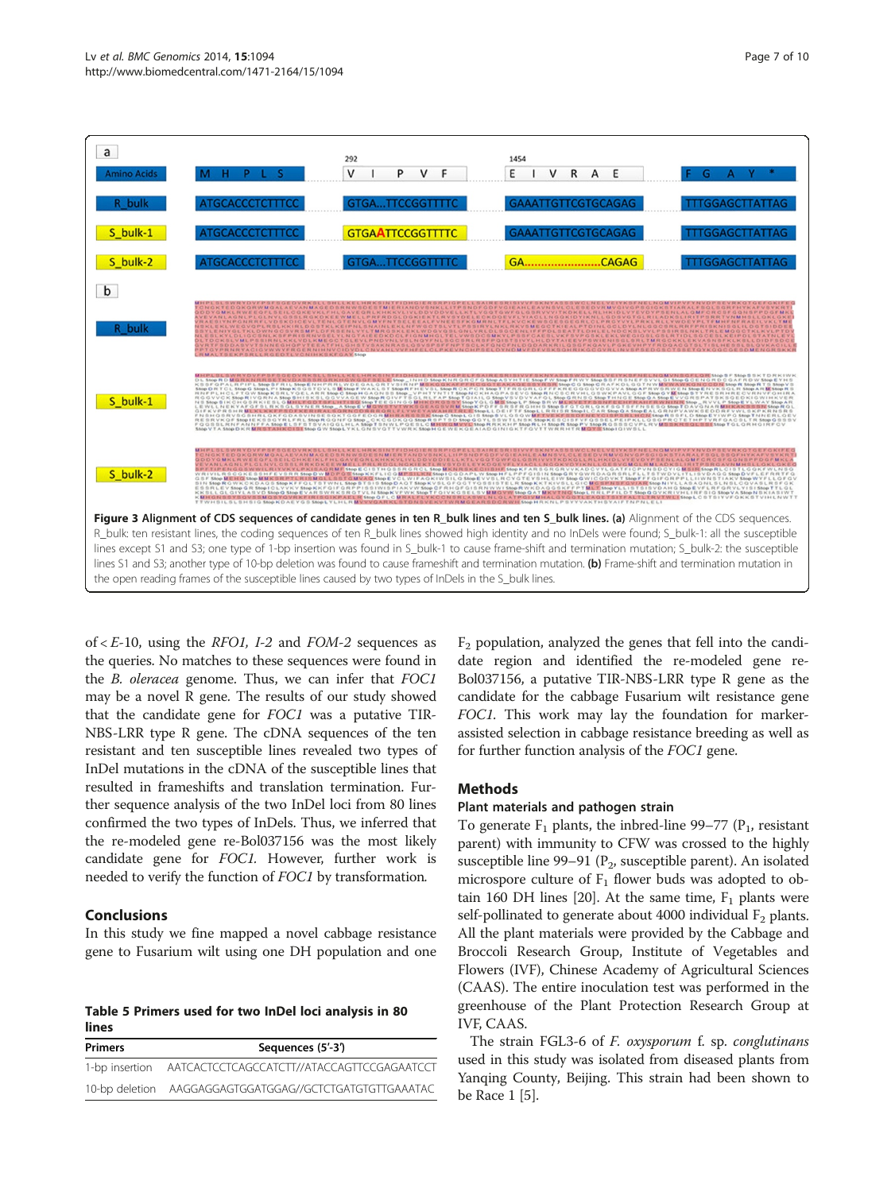**Figure 3 Alignment of CDS sequences of candidate genes in ten R_bulk lines and ten S_bulk lines. (a)** Alignment of the CDS sequences. R_bulk: ten resistant lines, the coding sequences of ten R_bulk lines showed high identity and no InDels were found; S_bulk-1: all the susceptible lines except S1 and S3; one type of 1-bp insertion was found in S_bulk-1 to cause frame-shift and termination mutation; S_bulk-2: the susceptible lines S1 and S3; another type of 10-bp deletion was found to cause frameshift and termination mutation. **(b)** Frame-shift and termination mutation in the open reading frames of the susceptible lines caused by two types of InDels in the S_bulk lines.

of < *E*-10, using the *RFO1, I-2* and *FOM-2* sequences as the queries. No matches to these sequences were found in the *B. oleracea* genome. Thus, we can infer that *FOC1* may be a novel R gene. The results of our study showed that the candidate gene for *FOC1* was a putative TIR-NBS-LRR type R gene. The cDNA sequences of the ten resistant and ten susceptible lines revealed two types of InDel mutations in the cDNA of the susceptible lines that resulted in frameshifts and translation termination. Further sequence analysis of the two InDel loci from 80 lines confirmed the two types of InDels. Thus, we inferred that the re-modeled gene re-Bol037156 was the most likely candidate gene for *FOC1*. However, further work is needed to verify the function of *FOC1* by transformation.

## Conclusions

In this study we fine mapped a novel cabbage resistance gene to Fusarium wilt using one DH population and one $F_2$ population, analyzed the genes that fell into the candidate region and identified the re-modeled gene re-Bol037156, a putative TIR-NBS-LRR type R gene as the candidate for the cabbage Fusarium wilt resistance gene *FOC1*. This work may lay the foundation for marker-assisted selection in cabbage resistance breeding as well as for further function analysis of the *FOC1* gene.

**Table 5 Primers used for two InDel loci analysis in 80 lines**

| Primers | Sequences (5'-3') |
|---|---|
| 1-bp insertion | AATCACTCCTCAGCCATCTT//ATACCAGTTCCGAGAATCCT |
| 10-bp deletion | AAGGAGGAGTGGATGGAG//GCTCTGATGTGTTGAAATAC |

## Methods

### Plant materials and pathogen strain

To generate $F_1$ plants, the inbred-line 99–77 ($P_1$, resistant parent) with immunity to CFW was crossed to the highly susceptible line 99–91 ($P_2$, susceptible parent). An isolated microspore culture of $F_1$ flower buds was adopted to obtain 160 DH lines [20]. At the same time, $F_1$ plants were self-pollinated to generate about 4000 individual $F_2$ plants. All the plant materials were provided by the Cabbage and Broccoli Research Group, Institute of Vegetables and Flowers (IVF), Chinese Academy of Agricultural Sciences (CAAS). The entire inoculation test was performed in the greenhouse of the Plant Protection Research Group at IVF, CAAS.

The strain FGL3-6 of *F. oxysporum* f. sp. *conglutinans* used in this study was isolated from diseased plants from Yanqing County, Beijing. This strain had been shown to be Race 1 [5].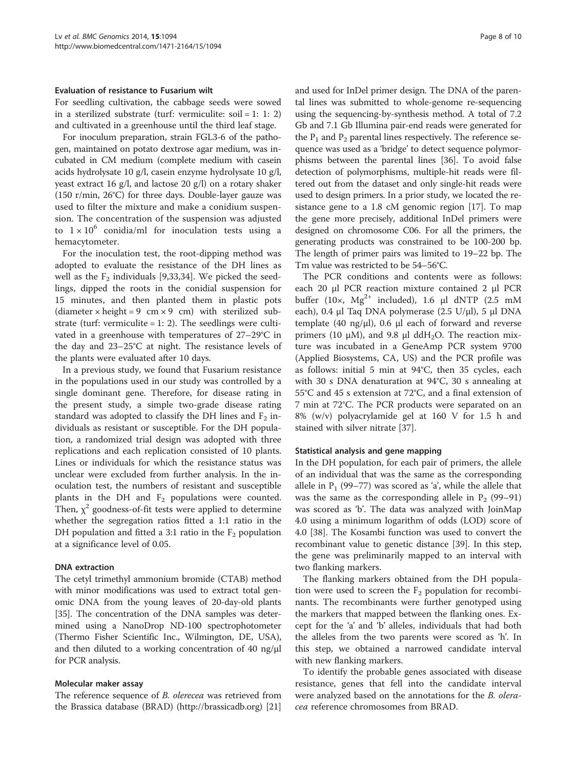### Evaluation of resistance to Fusarium wilt

For seedling cultivation, the cabbage seeds were sowed in a sterilized substrate (turf: vermiculite: soil = 1: 1: 2) and cultivated in a greenhouse until the third leaf stage.

For inoculum preparation, strain FGL3-6 of the pathogen, maintained on potato dextrose agar medium, was incubated in CM medium (complete medium with casein acids hydrolysate 10 g/l, casein enzyme hydrolysate 10 g/l, yeast extract 16 g/l, and lactose 20 g/l) on a rotary shaker (150 r/min, 26°C) for three days. Double-layer gauze was used to filter the mixture and make a conidium suspension. The concentration of the suspension was adjusted to $1 \times 10^6$ conidia/ml for inoculation tests using a hemacytometer.

For the inoculation test, the root-dipping method was adopted to evaluate the resistance of the DH lines as well as the $F_2$ individuals [9,33,34]. We picked the seedlings, dipped the roots in the conidial suspension for 15 minutes, and then planted them in plastic pots (diameter × height = 9 cm × 9 cm) with sterilized substrate (turf: vermiculite = 1: 2). The seedlings were cultivated in a greenhouse with temperatures of 27–29°C in the day and 23–25°C at night. The resistance levels of the plants were evaluated after 10 days.

In a previous study, we found that Fusarium resistance in the populations used in our study was controlled by a single dominant gene. Therefore, for disease rating in the present study, a simple two-grade disease rating standard was adopted to classify the DH lines and $F_2$ individuals as resistant or susceptible. For the DH population, a randomized trial design was adopted with three replications and each replication consisted of 10 plants. Lines or individuals for which the resistance status was unclear were excluded from further analysis. In the inoculation test, the numbers of resistant and susceptible plants in the DH and $F_2$ populations were counted. Then, $\chi^2$ goodness-of-fit tests were applied to determine whether the segregation ratios fitted a 1:1 ratio in the DH population and fitted a 3:1 ratio in the $F_2$ population at a significance level of 0.05.

### DNA extraction

The cetyl trimethyl ammonium bromide (CTAB) method with minor modifications was used to extract total genomic DNA from the young leaves of 20-day-old plants [35]. The concentration of the DNA samples was determined using a NanoDrop ND-100 spectrophotometer (Thermo Fisher Scientific Inc., Wilmington, DE, USA), and then diluted to a working concentration of 40 ng/μl for PCR analysis.

### Molecular maker assay

The reference sequence of *B. olerecea* was retrieved from the Brassica database (BRAD) (http://brassicadb.org) [21] and used for InDel primer design. The DNA of the parental lines was submitted to whole-genome re-sequencing using the sequencing-by-synthesis method. A total of 7.2 Gb and 7.1 Gb Illumina pair-end reads were generated for the $P_1$ and $P_2$ parental lines respectively. The reference sequence was used as a 'bridge' to detect sequence polymorphisms between the parental lines [36]. To avoid false detection of polymorphisms, multiple-hit reads were filtered out from the dataset and only single-hit reads were used to design primers. In a prior study, we located the resistance gene to a 1.8 cM genomic region [17]. To map the gene more precisely, additional InDel primers were designed on chromosome C06. For all the primers, the generating products was constrained to be 100-200 bp. The length of primer pairs was limited to 19–22 bp. The Tm value was restricted to be 54–56°C.

The PCR conditions and contents were as follows: each 20 μl PCR reaction mixture contained 2 μl PCR buffer (10×, $Mg^{2+}$ included), 1.6 μl dNTP (2.5 mM each), 0.4 μl Taq DNA polymerase (2.5 U/μl), 5 μl DNA template (40 ng/μl), 0.6 μl each of forward and reverse primers (10 μM), and 9.8 μl $ddH_2O$. The reaction mixture was incubated in a GeneAmp PCR system 9700 (Applied Biosystems, CA, US) and the PCR profile was as follows: initial 5 min at 94°C, then 35 cycles, each with 30 s DNA denaturation at 94°C, 30 s annealing at 55°C and 45 s extension at 72°C, and a final extension of 7 min at 72°C. The PCR products were separated on an 8% (w/v) polyacrylamide gel at 160 V for 1.5 h and stained with silver nitrate [37].

### Statistical analysis and gene mapping

In the DH population, for each pair of primers, the allele of an individual that was the same as the corresponding allele in $P_1$ (99–77) was scored as 'a', while the allele that was the same as the corresponding allele in $P_2$ (99–91) was scored as 'b'. The data was analyzed with JoinMap 4.0 using a minimum logarithm of odds (LOD) score of 4.0 [38]. The Kosambi function was used to convert the recombinant value to genetic distance [39]. In this step, the gene was preliminarily mapped to an interval with two flanking markers.

The flanking markers obtained from the DH population were used to screen the $F_2$ population for recombinants. The recombinants were further genotyped using the markers that mapped between the flanking ones. Except for the 'a' and 'b' alleles, individuals that had both the alleles from the two parents were scored as 'h'. In this step, we obtained a narrowed candidate interval with new flanking markers.

To identify the probable genes associated with disease resistance, genes that fell into the candidate interval were analyzed based on the annotations for the *B. oleracea* reference chromosomes from BRAD.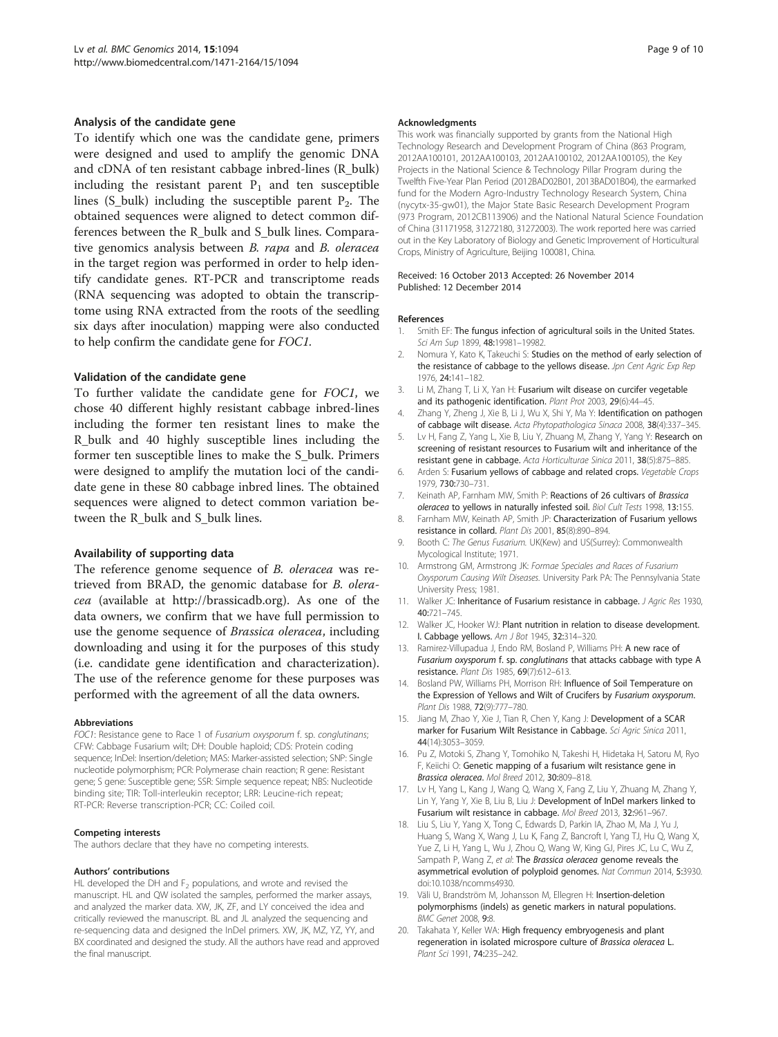### Analysis of the candidate gene

To identify which one was the candidate gene, primers were designed and used to amplify the genomic DNA and cDNA of ten resistant cabbage inbred-lines (R_bulk) including the resistant parent $P_1$ and ten susceptible lines (S_bulk) including the susceptible parent $P_2$. The obtained sequences were aligned to detect common differences between the R_bulk and S_bulk lines. Comparative genomics analysis between *B. rapa* and *B. oleracea* in the target region was performed in order to help identify candidate genes. RT-PCR and transcriptome reads (RNA sequencing was adopted to obtain the transcriptome using RNA extracted from the roots of the seedling six days after inoculation) mapping were also conducted to help confirm the candidate gene for *FOC1*.

### Validation of the candidate gene

To further validate the candidate gene for *FOC1*, we chose 40 different highly resistant cabbage inbred-lines including the former ten resistant lines to make the R_bulk and 40 highly susceptible lines including the former ten susceptible lines to make the S_bulk. Primers were designed to amplify the mutation loci of the candidate gene in these 80 cabbage inbred lines. The obtained sequences were aligned to detect common variation between the R_bulk and S_bulk lines.

### Availability of supporting data

The reference genome sequence of *B. oleracea* was retrieved from BRAD, the genomic database for *B. oleracea* (available at http://brassicadb.org). As one of the data owners, we confirm that we have full permission to use the genome sequence of *Brassica oleracea*, including downloading and using it for the purposes of this study (i.e. candidate gene identification and characterization). The use of the reference genome for these purposes was performed with the agreement of all the data owners.

#### Abbreviations

*FOC1*: Resistance gene to Race 1 of *Fusarium oxysporum* f. sp. *conglutinans*; CFW: Cabbage Fusarium wilt; DH: Double haploid; CDS: Protein coding sequence; InDel: Insertion/deletion; MAS: Marker-assisted selection; SNP: Single nucleotide polymorphism; PCR: Polymerase chain reaction; R gene: Resistant gene; S gene: Susceptible gene; SSR: Simple sequence repeat; NBS: Nucleotide binding site; TIR: Toll-interleukin receptor; LRR: Leucine-rich repeat; RT-PCR: Reverse transcription-PCR; CC: Coiled coil.

#### Competing interests

The authors declare that they have no competing interests.

#### Authors' contributions

HL developed the DH and $F_2$ populations, and wrote and revised the manuscript. HL and QW isolated the samples, performed the marker assays, and analyzed the marker data. XW, JK, ZF, and LY conceived the idea and critically reviewed the manuscript. BL and JL analyzed the sequencing and re-sequencing data and designed the InDel primers. XW, JK, MZ, YZ, YY, and BX coordinated and designed the study. All the authors have read and approved the final manuscript.

#### Acknowledgments

This work was financially supported by grants from the National High Technology Research and Development Program of China (863 Program, 2012AA100101, 2012AA100103, 2012AA100102, 2012AA100105), the Key Projects in the National Science & Technology Pillar Program during the Twelfth Five-Year Plan Period (2012BAD02B01, 2013BAD01B04), the earmarked fund for the Modern Agro-Industry Technology Research System, China (nycytx-35-gw01), the Major State Basic Research Development Program (973 Program, 2012CB113906) and the National Natural Science Foundation of China (31171958, 31272180, 31272003). The work reported here was carried out in the Key Laboratory of Biology and Genetic Improvement of Horticultural Crops, Ministry of Agriculture, Beijing 100081, China.

Received: 16 October 2013 Accepted: 26 November 2014
Published: 12 December 2014

#### References

1. Smith EF: The fungus infection of agricultural soils in the United States. *Sci Am Sup* 1899, 48:19981–19982.
2. Nomura Y, Kato K, Takeuchi S: Studies on the method of early selection of the resistance of cabbage to the yellows disease. *Jpn Cent Agric Exp Rep* 1976, 24:141–182.
3. Li M, Zhang T, Li X, Yan H: Fusarium wilt disease on curcifer vegetable and its pathogenic identification. *Plant Prot* 2003, 29(6):44–45.
4. Zhang Y, Zheng J, Xie B, Li J, Wu X, Shi Y, Ma Y: Identification on pathogen of cabbage wilt disease. *Acta Phytopathologica Sinaca* 2008, 38(4):337–345.
5. Lv H, Fang Z, Yang L, Xie B, Liu Y, Zhuang M, Zhang Y, Yang Y: Research on screening of resistant resources to Fusarium wilt and inheritance of the resistant gene in cabbage. *Acta Horticulturae Sinica* 2011, 38(5):875–885.
6. Arden S: Fusarium yellows of cabbage and related crops. *Vegetable Crops* 1979, 730:730–731.
7. Keinath AP, Farnham MW, Smith P: Reactions of 26 cultivars of *Brassica oleracea* to yellows in naturally infested soil. *Biol Cult Tests* 1998, 13:155.
8. Farnham MW, Keinath AP, Smith JP: Characterization of Fusarium yellows resistance in collard. *Plant Dis* 2001, 85(8):890–894.
9. Booth C: *The Genus Fusarium.* UK(Kew) and US(Surrey): Commonwealth Mycological Institute; 1971.
10. Armstrong GM, Armstrong JK: *Formae Speciales and Races of Fusarium Oxysporum Causing Wilt Diseases.* University Park PA: The Pennsylvania State University Press; 1981.
11. Walker JC: Inheritance of Fusarium resistance in cabbage. *J Agric Res* 1930, 40:721–745.
12. Walker JC, Hooker WJ: Plant nutrition in relation to disease development. I. Cabbage yellows. *Am J Bot* 1945, 32:314–320.
13. Ramirez-Villupadua J, Endo RM, Bosland P, Williams PH: A new race of *Fusarium oxysporum* f. sp. *conglutinans* that attacks cabbage with type A resistance. *Plant Dis* 1985, 69(7):612–613.
14. Bosland PW, Williams PH, Morrison RH: Influence of Soil Temperature on the Expression of Yellows and Wilt of Crucifers by *Fusarium oxysporum*. *Plant Dis* 1988, 72(9):777–780.
15. Jiang M, Zhao Y, Xie J, Tian R, Chen Y, Kang J: Development of a SCAR marker for Fusarium Wilt Resistance in Cabbage. *Sci Agric Sinica* 2011, 44(14):3053–3059.
16. Pu Z, Motoki S, Zhang Y, Tomohiko N, Takeshi H, Hidetaka H, Satoru M, Ryo F, Keiichi O: Genetic mapping of a fusarium wilt resistance gene in *Brassica oleracea*. *Mol Breed* 2012, 30:809–818.
17. Lv H, Yang L, Kang J, Wang Q, Wang X, Fang Z, Liu Y, Zhuang M, Zhang Y, Lin Y, Yang Y, Xie B, Liu B, Liu J: Development of InDel markers linked to Fusarium wilt resistance in cabbage. *Mol Breed* 2013, 32:961–967.
18. Liu S, Liu Y, Yang X, Tong C, Edwards D, Parkin IA, Zhao M, Ma J, Yu J, Huang S, Wang X, Wang J, Lu K, Fang Z, Bancroft I, Yang TJ, Hu Q, Wang X, Yue Z, Li H, Yang L, Wu J, Zhou Q, Wang W, King GJ, Pires JC, Lu C, Wu Z, Sampath P, Wang Z, *et al*: The *Brassica oleracea* genome reveals the asymmetrical evolution of polyploid genomes. *Nat Commun* 2014, 5:3930. doi:10.1038/ncomms4930.
19. Väli U, Brandström M, Johansson M, Ellegren H: Insertion-deletion polymorphisms (indels) as genetic markers in natural populations. *BMC Genet* 2008, 9:8.
20. Takahata Y, Keller WA: High frequency embryogenesis and plant regeneration in isolated microspore culture of *Brassica oleracea* L. *Plant Sci* 1991, 74:235–242.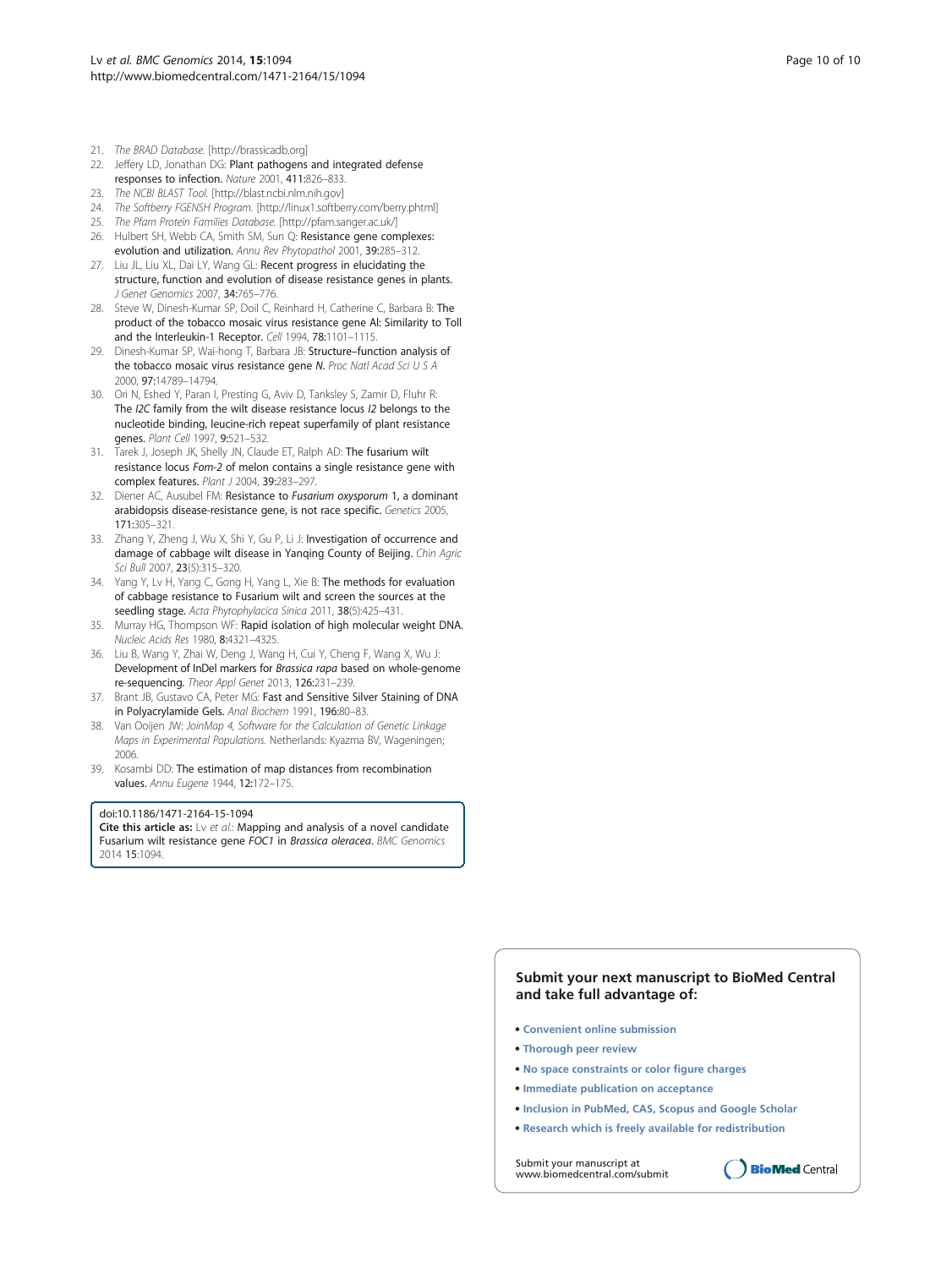21. *The BRAD Database*. [http://brassicadb.org]
22. Jeffery LD, Jonathan DG: **Plant pathogens and integrated defense responses to infection.** *Nature* 2001, **411**:826–833.
23. *The NCBI BLAST Tool*. [http://blast.ncbi.nlm.nih.gov]
24. *The Softberry FGENSH Program*. [http://linux1.softberry.com/berry.phtml]
25. *The Pfam Protein Families Database*. [http://pfam.sanger.ac.uk/]
26. Hulbert SH, Webb CA, Smith SM, Sun Q: **Resistance gene complexes: evolution and utilization.** *Annu Rev Phytopathol* 2001, **39**:285–312.
27. Liu JL, Liu XL, Dai LY, Wang GL: **Recent progress in elucidating the structure, function and evolution of disease resistance genes in plants.** *J Genet Genomics* 2007, **34**:765–776.
28. Steve W, Dinesh-Kumar SP, Doil C, Reinhard H, Catherine C, Barbara B: **The product of the tobacco mosaic virus resistance gene Al: Similarity to Toll and the Interleukin-1 Receptor.** *Cell* 1994, **78**:1101–1115.
29. Dinesh-Kumar SP, Wai-hong T, Barbara JB: **Structure–function analysis of the tobacco mosaic virus resistance gene *N*.** *Proc Natl Acad Sci U S A* 2000, **97**:14789–14794.
30. Ori N, Eshed Y, Paran I, Presting G, Aviv D, Tanksley S, Zamir D, Fluhr R: **The *I2C* family from the wilt disease resistance locus *I2* belongs to the nucleotide binding, leucine-rich repeat superfamily of plant resistance genes.** *Plant Cell* 1997, **9**:521–532.
31. Tarek J, Joseph JK, Shelly JN, Claude ET, Ralph AD: **The fusarium wilt resistance locus *Fom-2* of melon contains a single resistance gene with complex features.** *Plant J* 2004, **39**:283–297.
32. Diener AC, Ausubel FM: **Resistance to *Fusarium oxysporum* 1, a dominant arabidopsis disease-resistance gene, is not race specific.** *Genetics* 2005, **171**:305–321.
33. Zhang Y, Zheng J, Wu X, Shi Y, Gu P, Li J: **Investigation of occurrence and damage of cabbage wilt disease in Yanqing County of Beijing.** *Chin Agric Sci Bull* 2007, **23**(5):315–320.
34. Yang Y, Lv H, Yang C, Gong H, Yang L, Xie B: **The methods for evaluation of cabbage resistance to Fusarium wilt and screen the sources at the seedling stage.** *Acta Phytophylacica Sinica* 2011, **38**(5):425–431.
35. Murray HG, Thompson WF: **Rapid isolation of high molecular weight DNA.** *Nucleic Acids Res* 1980, **8**:4321–4325.
36. Liu B, Wang Y, Zhai W, Deng J, Wang H, Cui Y, Cheng F, Wang X, Wu J: **Development of InDel markers for *Brassica rapa* based on whole-genome re-sequencing.** *Theor Appl Genet* 2013, **126**:231–239.
37. Brant JB, Gustavo CA, Peter MG: **Fast and Sensitive Silver Staining of DNA in Polyacrylamide Gels.** *Anal Biochem* 1991, **196**:80–83.
38. Van Ooijen JW: *JoinMap 4, Software for the Calculation of Genetic Linkage Maps in Experimental Populations*. Netherlands: Kyazma BV, Wageningen; 2006.
39. Kosambi DD: **The estimation of map distances from recombination values.** *Annu Eugene* 1944, **12**:172–175.

doi:10.1186/1471-2164-15-1094
**Cite this article as:** Lv *et al.*: Mapping and analysis of a novel candidate Fusarium wilt resistance gene *FOC1* in *Brassica oleracea*. *BMC Genomics* 2014 **15**:1094.

**Submit your next manuscript to BioMed Central and take full advantage of:**

- **Convenient online submission**
- **Thorough peer review**
- **No space constraints or color figure charges**
- **Immediate publication on acceptance**
- **Inclusion in PubMed, CAS, Scopus and Google Scholar**
- **Research which is freely available for redistribution**

Submit your manuscript at
www.biomedcentral.com/submit

BioMed Central